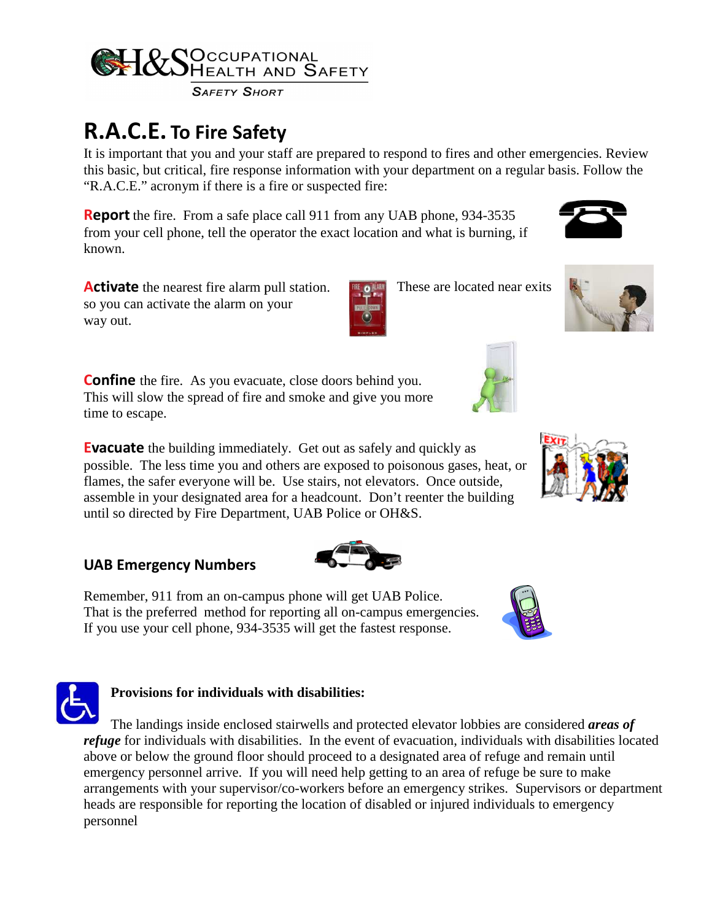OH&S OCCUPATIONAL HEALTH AND SAFETY

*SAFETY SHORT*

# R.A.C.E. To Fire Safety

It is important that you and your staff are prepared to respond to fires and other emergencies. Review this basic, but critical, fire response information with your department on a regular basis. Follow the "R.A.C.E." acronym if there is a fire or suspected fire:

**Report** the fire. From a safe place call 911 from any UAB phone, 934-3535 from your cell phone, tell the operator the exact location and what is burning, if known.

**Activate** the nearest fire alarm pull station. These are located near exits so you can activate the alarm on your way out.

**Confine** the fire. As you evacuate, close doors behind you. This will slow the spread of fire and smoke and give you more time to escape.

**Evacuate** the building immediately. Get out as safely and quickly as possible. The less time you and others are exposed to poisonous gases, heat, or flames, the safer everyone will be. Use stairs, not elevators. Once outside, assemble in your designated area for a headcount. Don't reenter the building until so directed by Fire Department, UAB Police or OH&S.

## UAB Emergency Numbers

Remember, 911 from an on-campus phone will get UAB Police. That is the preferred method for reporting all on-campus emergencies. If you use your cell phone, 934-3535 will get the fastest response.

**Provisions for individuals with disabilities:**

The landings inside enclosed stairwells and protected elevator lobbies are considered ***areas of refuge*** for individuals with disabilities. In the event of evacuation, individuals with disabilities located above or below the ground floor should proceed to a designated area of refuge and remain until emergency personnel arrive. If you will need help getting to an area of refuge be sure to make arrangements with your supervisor/co-workers before an emergency strikes. Supervisors or department heads are responsible for reporting the location of disabled or injured individuals to emergency personnel